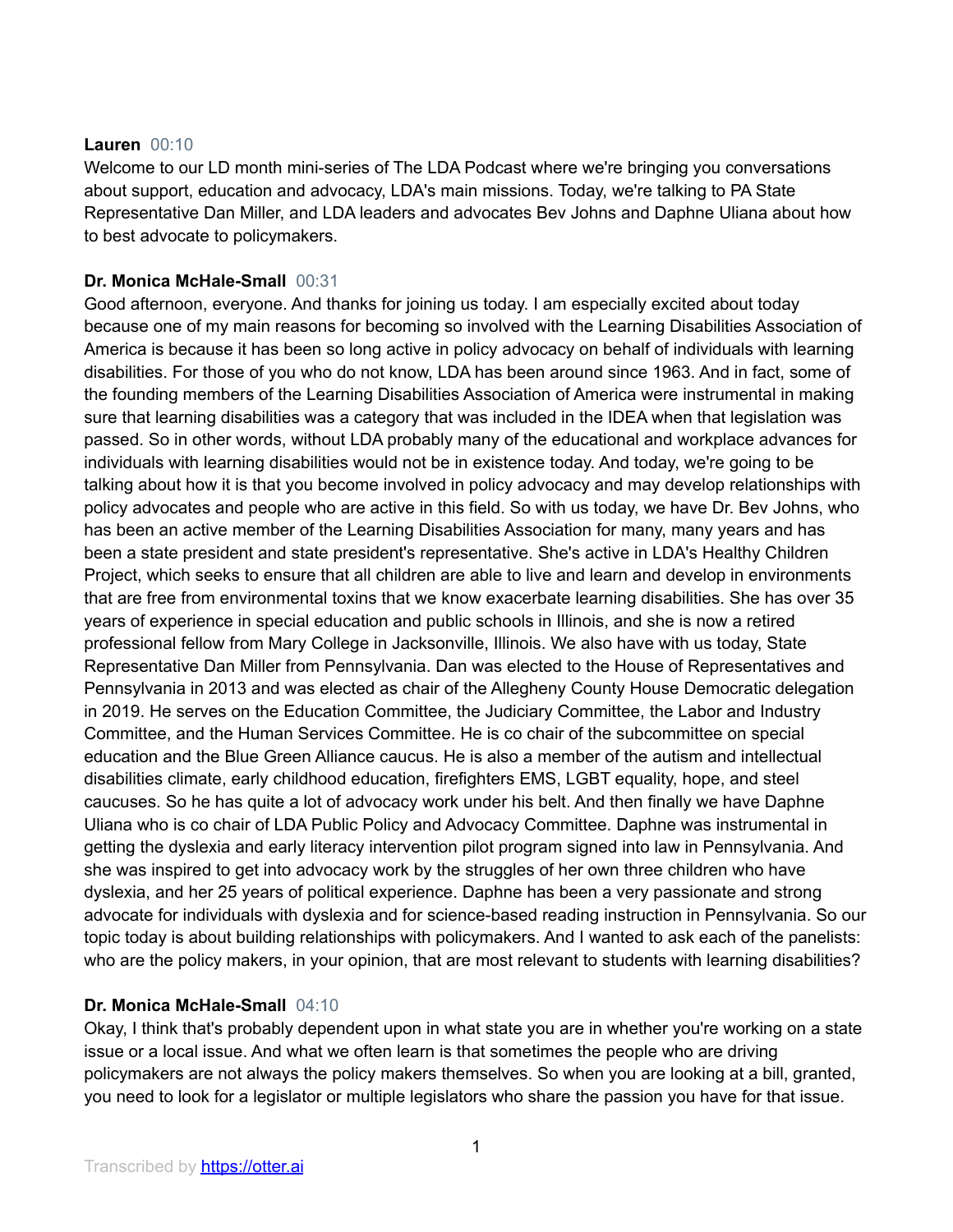**Lauren** 00:10
Welcome to our LD month mini-series of The LDA Podcast where we're bringing you conversations about support, education and advocacy, LDA's main missions. Today, we're talking to PA State Representative Dan Miller, and LDA leaders and advocates Bev Johns and Daphne Uliana about how to best advocate to policymakers.

**Dr. Monica McHale-Small** 00:31
Good afternoon, everyone. And thanks for joining us today. I am especially excited about today because one of my main reasons for becoming so involved with the Learning Disabilities Association of America is because it has been so long active in policy advocacy on behalf of individuals with learning disabilities. For those of you who do not know, LDA has been around since 1963. And in fact, some of the founding members of the Learning Disabilities Association of America were instrumental in making sure that learning disabilities was a category that was included in the IDEA when that legislation was passed. So in other words, without LDA probably many of the educational and workplace advances for individuals with learning disabilities would not be in existence today. And today, we're going to be talking about how it is that you become involved in policy advocacy and may develop relationships with policy advocates and people who are active in this field. So with us today, we have Dr. Bev Johns, who has been an active member of the Learning Disabilities Association for many, many years and has been a state president and state president's representative. She's active in LDA's Healthy Children Project, which seeks to ensure that all children are able to live and learn and develop in environments that are free from environmental toxins that we know exacerbate learning disabilities. She has over 35 years of experience in special education and public schools in Illinois, and she is now a retired professional fellow from Mary College in Jacksonville, Illinois. We also have with us today, State Representative Dan Miller from Pennsylvania. Dan was elected to the House of Representatives and Pennsylvania in 2013 and was elected as chair of the Allegheny County House Democratic delegation in 2019. He serves on the Education Committee, the Judiciary Committee, the Labor and Industry Committee, and the Human Services Committee. He is co chair of the subcommittee on special education and the Blue Green Alliance caucus. He is also a member of the autism and intellectual disabilities climate, early childhood education, firefighters EMS, LGBT equality, hope, and steel caucuses. So he has quite a lot of advocacy work under his belt. And then finally we have Daphne Uliana who is co chair of LDA Public Policy and Advocacy Committee. Daphne was instrumental in getting the dyslexia and early literacy intervention pilot program signed into law in Pennsylvania. And she was inspired to get into advocacy work by the struggles of her own three children who have dyslexia, and her 25 years of political experience. Daphne has been a very passionate and strong advocate for individuals with dyslexia and for science-based reading instruction in Pennsylvania. So our topic today is about building relationships with policymakers. And I wanted to ask each of the panelists: who are the policy makers, in your opinion, that are most relevant to students with learning disabilities?

**Dr. Monica McHale-Small** 04:10
Okay, I think that's probably dependent upon in what state you are in whether you're working on a state issue or a local issue. And what we often learn is that sometimes the people who are driving policymakers are not always the policy makers themselves. So when you are looking at a bill, granted, you need to look for a legislator or multiple legislators who share the passion you have for that issue.

Transcribed by https://otter.ai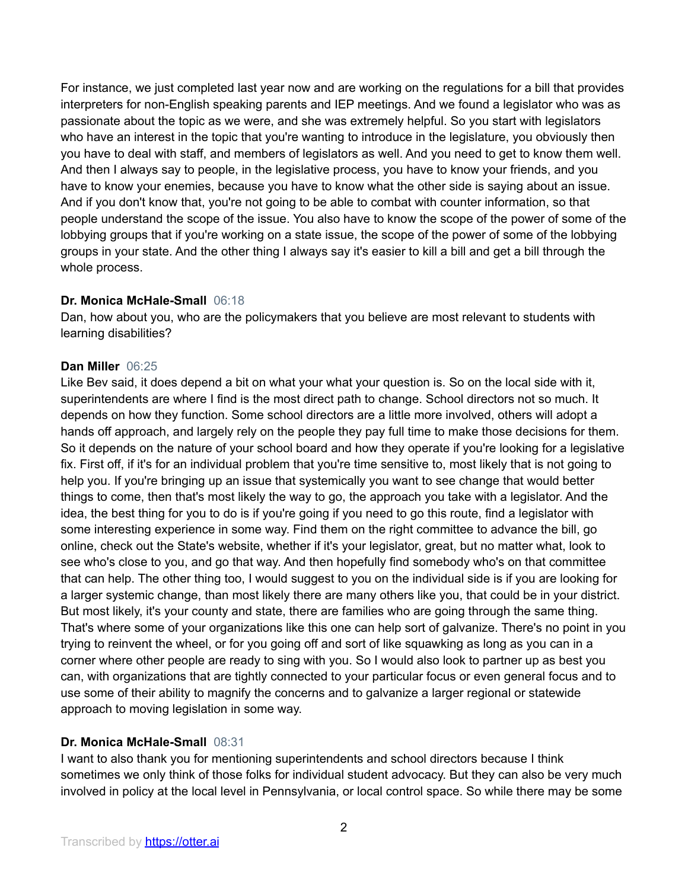For instance, we just completed last year now and are working on the regulations for a bill that provides interpreters for non-English speaking parents and IEP meetings. And we found a legislator who was as passionate about the topic as we were, and she was extremely helpful. So you start with legislators who have an interest in the topic that you're wanting to introduce in the legislature, you obviously then you have to deal with staff, and members of legislators as well. And you need to get to know them well. And then I always say to people, in the legislative process, you have to know your friends, and you have to know your enemies, because you have to know what the other side is saying about an issue. And if you don't know that, you're not going to be able to combat with counter information, so that people understand the scope of the issue. You also have to know the scope of the power of some of the lobbying groups that if you're working on a state issue, the scope of the power of some of the lobbying groups in your state. And the other thing I always say it's easier to kill a bill and get a bill through the whole process.

**Dr. Monica McHale-Small** 06:18
Dan, how about you, who are the policymakers that you believe are most relevant to students with learning disabilities?

**Dan Miller** 06:25
Like Bev said, it does depend a bit on what your what your question is. So on the local side with it, superintendents are where I find is the most direct path to change. School directors not so much. It depends on how they function. Some school directors are a little more involved, others will adopt a hands off approach, and largely rely on the people they pay full time to make those decisions for them. So it depends on the nature of your school board and how they operate if you're looking for a legislative fix. First off, if it's for an individual problem that you're time sensitive to, most likely that is not going to help you. If you're bringing up an issue that systemically you want to see change that would better things to come, then that's most likely the way to go, the approach you take with a legislator. And the idea, the best thing for you to do is if you're going if you need to go this route, find a legislator with some interesting experience in some way. Find them on the right committee to advance the bill, go online, check out the State's website, whether if it's your legislator, great, but no matter what, look to see who's close to you, and go that way. And then hopefully find somebody who's on that committee that can help. The other thing too, I would suggest to you on the individual side is if you are looking for a larger systemic change, than most likely there are many others like you, that could be in your district. But most likely, it's your county and state, there are families who are going through the same thing. That's where some of your organizations like this one can help sort of galvanize. There's no point in you trying to reinvent the wheel, or for you going off and sort of like squawking as long as you can in a corner where other people are ready to sing with you. So I would also look to partner up as best you can, with organizations that are tightly connected to your particular focus or even general focus and to use some of their ability to magnify the concerns and to galvanize a larger regional or statewide approach to moving legislation in some way.

**Dr. Monica McHale-Small** 08:31
I want to also thank you for mentioning superintendents and school directors because I think sometimes we only think of those folks for individual student advocacy. But they can also be very much involved in policy at the local level in Pennsylvania, or local control space. So while there may be some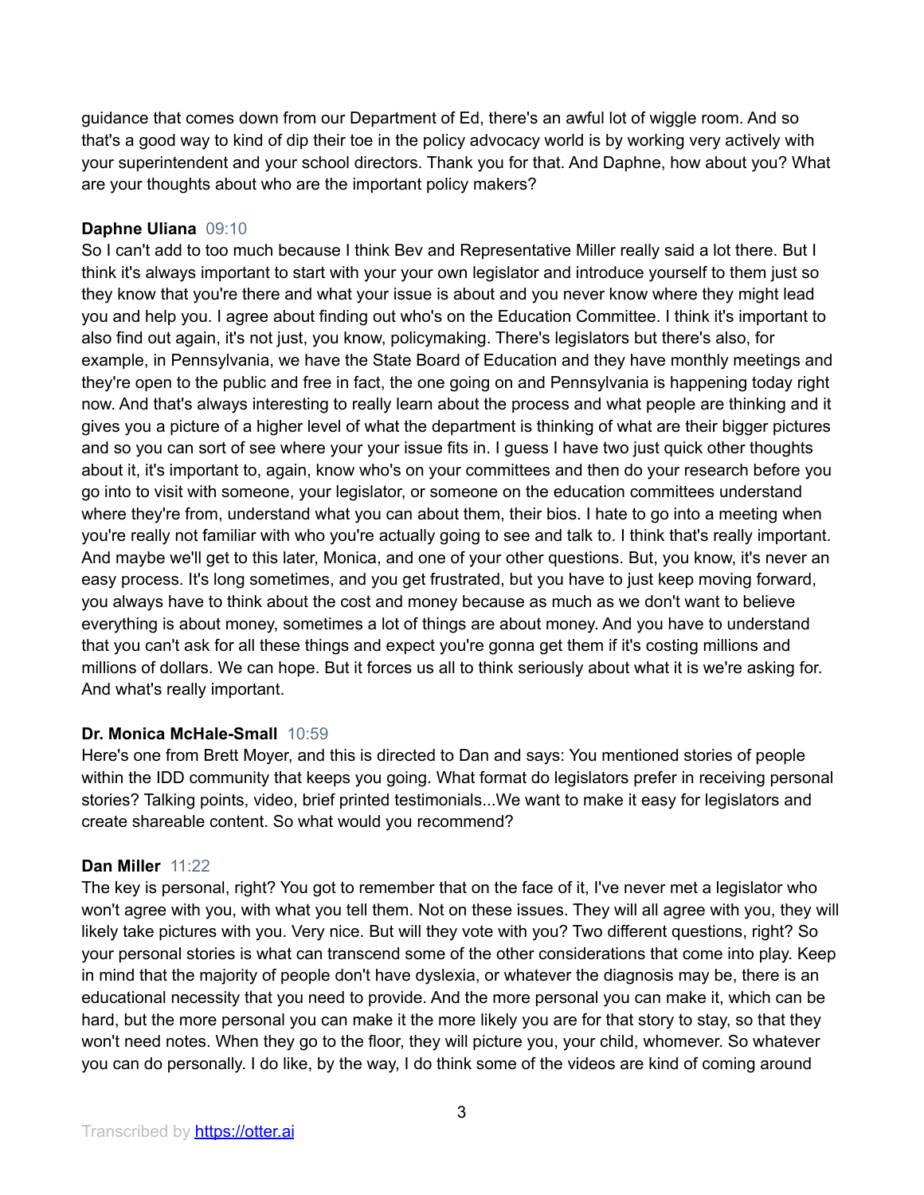guidance that comes down from our Department of Ed, there's an awful lot of wiggle room. And so that's a good way to kind of dip their toe in the policy advocacy world is by working very actively with your superintendent and your school directors. Thank you for that. And Daphne, how about you? What are your thoughts about who are the important policy makers?

**Daphne Uliana** 09:10
So I can't add to too much because I think Bev and Representative Miller really said a lot there. But I think it's always important to start with your your own legislator and introduce yourself to them just so they know that you're there and what your issue is about and you never know where they might lead you and help you. I agree about finding out who's on the Education Committee. I think it's important to also find out again, it's not just, you know, policymaking. There's legislators but there's also, for example, in Pennsylvania, we have the State Board of Education and they have monthly meetings and they're open to the public and free in fact, the one going on and Pennsylvania is happening today right now. And that's always interesting to really learn about the process and what people are thinking and it gives you a picture of a higher level of what the department is thinking of what are their bigger pictures and so you can sort of see where your your issue fits in. I guess I have two just quick other thoughts about it, it's important to, again, know who's on your committees and then do your research before you go into to visit with someone, your legislator, or someone on the education committees understand where they're from, understand what you can about them, their bios. I hate to go into a meeting when you're really not familiar with who you're actually going to see and talk to. I think that's really important. And maybe we'll get to this later, Monica, and one of your other questions. But, you know, it's never an easy process. It's long sometimes, and you get frustrated, but you have to just keep moving forward, you always have to think about the cost and money because as much as we don't want to believe everything is about money, sometimes a lot of things are about money. And you have to understand that you can't ask for all these things and expect you're gonna get them if it's costing millions and millions of dollars. We can hope. But it forces us all to think seriously about what it is we're asking for. And what's really important.

**Dr. Monica McHale-Small** 10:59
Here's one from Brett Moyer, and this is directed to Dan and says: You mentioned stories of people within the IDD community that keeps you going. What format do legislators prefer in receiving personal stories? Talking points, video, brief printed testimonials...We want to make it easy for legislators and create shareable content. So what would you recommend?

**Dan Miller** 11:22
The key is personal, right? You got to remember that on the face of it, I've never met a legislator who won't agree with you, with what you tell them. Not on these issues. They will all agree with you, they will likely take pictures with you. Very nice. But will they vote with you? Two different questions, right? So your personal stories is what can transcend some of the other considerations that come into play. Keep in mind that the majority of people don't have dyslexia, or whatever the diagnosis may be, there is an educational necessity that you need to provide. And the more personal you can make it, which can be hard, but the more personal you can make it the more likely you are for that story to stay, so that they won't need notes. When they go to the floor, they will picture you, your child, whomever. So whatever you can do personally. I do like, by the way, I do think some of the videos are kind of coming around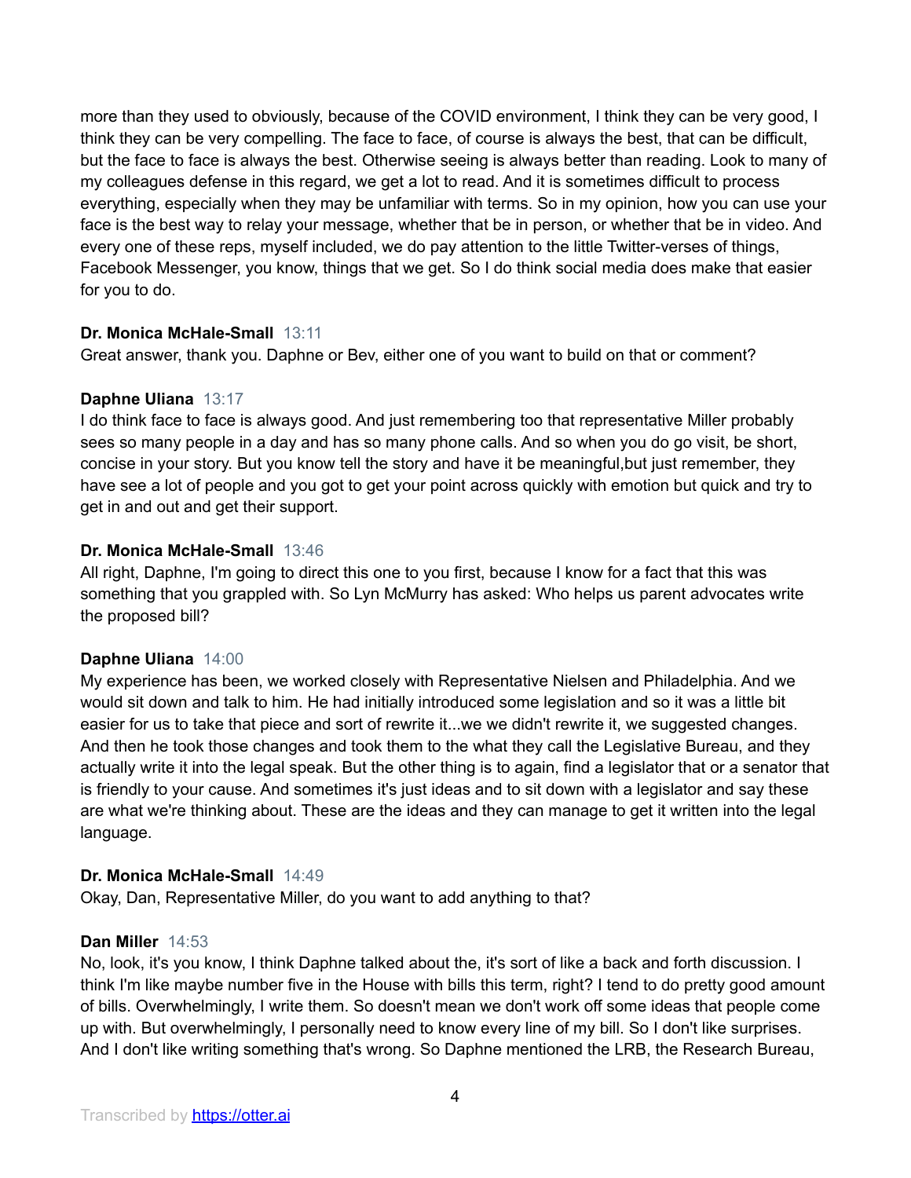more than they used to obviously, because of the COVID environment, I think they can be very good, I think they can be very compelling. The face to face, of course is always the best, that can be difficult, but the face to face is always the best. Otherwise seeing is always better than reading. Look to many of my colleagues defense in this regard, we get a lot to read. And it is sometimes difficult to process everything, especially when they may be unfamiliar with terms. So in my opinion, how you can use your face is the best way to relay your message, whether that be in person, or whether that be in video. And every one of these reps, myself included, we do pay attention to the little Twitter-verses of things, Facebook Messenger, you know, things that we get. So I do think social media does make that easier for you to do.

**Dr. Monica McHale-Small** 13:11
Great answer, thank you. Daphne or Bev, either one of you want to build on that or comment?

**Daphne Uliana** 13:17
I do think face to face is always good. And just remembering too that representative Miller probably sees so many people in a day and has so many phone calls. And so when you do go visit, be short, concise in your story. But you know tell the story and have it be meaningful,but just remember, they have see a lot of people and you got to get your point across quickly with emotion but quick and try to get in and out and get their support.

**Dr. Monica McHale-Small** 13:46
All right, Daphne, I'm going to direct this one to you first, because I know for a fact that this was something that you grappled with. So Lyn McMurry has asked: Who helps us parent advocates write the proposed bill?

**Daphne Uliana** 14:00
My experience has been, we worked closely with Representative Nielsen and Philadelphia. And we would sit down and talk to him. He had initially introduced some legislation and so it was a little bit easier for us to take that piece and sort of rewrite it...we we didn't rewrite it, we suggested changes. And then he took those changes and took them to the what they call the Legislative Bureau, and they actually write it into the legal speak. But the other thing is to again, find a legislator that or a senator that is friendly to your cause. And sometimes it's just ideas and to sit down with a legislator and say these are what we're thinking about. These are the ideas and they can manage to get it written into the legal language.

**Dr. Monica McHale-Small** 14:49
Okay, Dan, Representative Miller, do you want to add anything to that?

**Dan Miller** 14:53
No, look, it's you know, I think Daphne talked about the, it's sort of like a back and forth discussion. I think I'm like maybe number five in the House with bills this term, right? I tend to do pretty good amount of bills. Overwhelmingly, I write them. So doesn't mean we don't work off some ideas that people come up with. But overwhelmingly, I personally need to know every line of my bill. So I don't like surprises. And I don't like writing something that's wrong. So Daphne mentioned the LRB, the Research Bureau,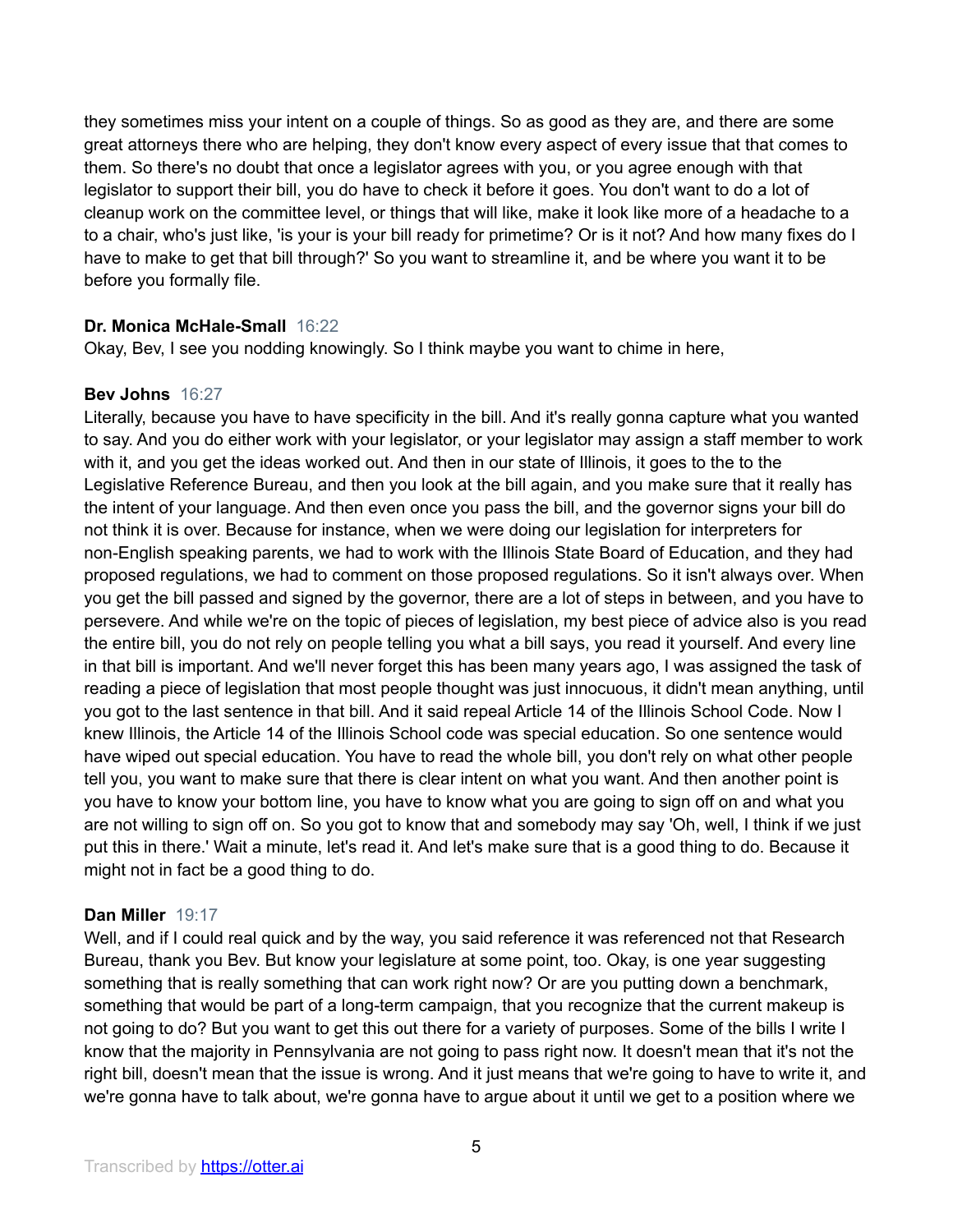they sometimes miss your intent on a couple of things. So as good as they are, and there are some great attorneys there who are helping, they don't know every aspect of every issue that that comes to them. So there's no doubt that once a legislator agrees with you, or you agree enough with that legislator to support their bill, you do have to check it before it goes. You don't want to do a lot of cleanup work on the committee level, or things that will like, make it look like more of a headache to a to a chair, who's just like, 'is your is your bill ready for primetime? Or is it not? And how many fixes do I have to make to get that bill through?' So you want to streamline it, and be where you want it to be before you formally file.

**Dr. Monica McHale-Small** 16:22
Okay, Bev, I see you nodding knowingly. So I think maybe you want to chime in here,

**Bev Johns** 16:27
Literally, because you have to have specificity in the bill. And it's really gonna capture what you wanted to say. And you do either work with your legislator, or your legislator may assign a staff member to work with it, and you get the ideas worked out. And then in our state of Illinois, it goes to the to the Legislative Reference Bureau, and then you look at the bill again, and you make sure that it really has the intent of your language. And then even once you pass the bill, and the governor signs your bill do not think it is over. Because for instance, when we were doing our legislation for interpreters for non-English speaking parents, we had to work with the Illinois State Board of Education, and they had proposed regulations, we had to comment on those proposed regulations. So it isn't always over. When you get the bill passed and signed by the governor, there are a lot of steps in between, and you have to persevere. And while we're on the topic of pieces of legislation, my best piece of advice also is you read the entire bill, you do not rely on people telling you what a bill says, you read it yourself. And every line in that bill is important. And we'll never forget this has been many years ago, I was assigned the task of reading a piece of legislation that most people thought was just innocuous, it didn't mean anything, until you got to the last sentence in that bill. And it said repeal Article 14 of the Illinois School Code. Now I knew Illinois, the Article 14 of the Illinois School code was special education. So one sentence would have wiped out special education. You have to read the whole bill, you don't rely on what other people tell you, you want to make sure that there is clear intent on what you want. And then another point is you have to know your bottom line, you have to know what you are going to sign off on and what you are not willing to sign off on. So you got to know that and somebody may say 'Oh, well, I think if we just put this in there.' Wait a minute, let's read it. And let's make sure that is a good thing to do. Because it might not in fact be a good thing to do.

**Dan Miller** 19:17
Well, and if I could real quick and by the way, you said reference it was referenced not that Research Bureau, thank you Bev. But know your legislature at some point, too. Okay, is one year suggesting something that is really something that can work right now? Or are you putting down a benchmark, something that would be part of a long-term campaign, that you recognize that the current makeup is not going to do? But you want to get this out there for a variety of purposes. Some of the bills I write I know that the majority in Pennsylvania are not going to pass right now. It doesn't mean that it's not the right bill, doesn't mean that the issue is wrong. And it just means that we're going to have to write it, and we're gonna have to talk about, we're gonna have to argue about it until we get to a position where we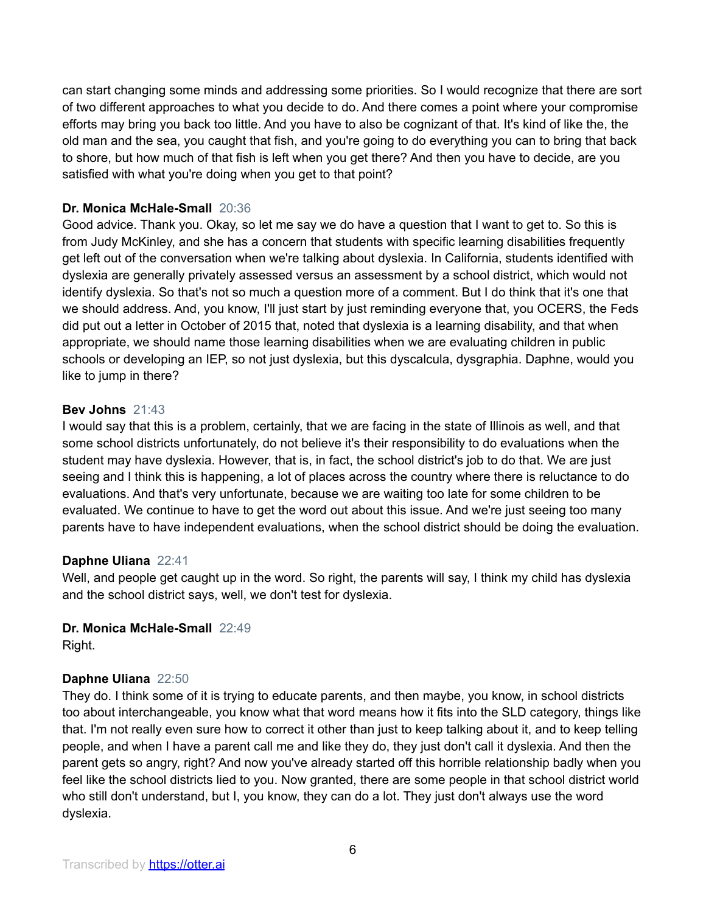can start changing some minds and addressing some priorities. So I would recognize that there are sort of two different approaches to what you decide to do. And there comes a point where your compromise efforts may bring you back too little. And you have to also be cognizant of that. It's kind of like the, the old man and the sea, you caught that fish, and you're going to do everything you can to bring that back to shore, but how much of that fish is left when you get there? And then you have to decide, are you satisfied with what you're doing when you get to that point?

**Dr. Monica McHale-Small** 20:36
Good advice. Thank you. Okay, so let me say we do have a question that I want to get to. So this is from Judy McKinley, and she has a concern that students with specific learning disabilities frequently get left out of the conversation when we're talking about dyslexia. In California, students identified with dyslexia are generally privately assessed versus an assessment by a school district, which would not identify dyslexia. So that's not so much a question more of a comment. But I do think that it's one that we should address. And, you know, I'll just start by just reminding everyone that, you OCERS, the Feds did put out a letter in October of 2015 that, noted that dyslexia is a learning disability, and that when appropriate, we should name those learning disabilities when we are evaluating children in public schools or developing an IEP, so not just dyslexia, but this dyscalcula, dysgraphia. Daphne, would you like to jump in there?

**Bev Johns** 21:43
I would say that this is a problem, certainly, that we are facing in the state of Illinois as well, and that some school districts unfortunately, do not believe it's their responsibility to do evaluations when the student may have dyslexia. However, that is, in fact, the school district's job to do that. We are just seeing and I think this is happening, a lot of places across the country where there is reluctance to do evaluations. And that's very unfortunate, because we are waiting too late for some children to be evaluated. We continue to have to get the word out about this issue. And we're just seeing too many parents have to have independent evaluations, when the school district should be doing the evaluation.

**Daphne Uliana** 22:41
Well, and people get caught up in the word. So right, the parents will say, I think my child has dyslexia and the school district says, well, we don't test for dyslexia.

**Dr. Monica McHale-Small** 22:49
Right.

**Daphne Uliana** 22:50
They do. I think some of it is trying to educate parents, and then maybe, you know, in school districts too about interchangeable, you know what that word means how it fits into the SLD category, things like that. I'm not really even sure how to correct it other than just to keep talking about it, and to keep telling people, and when I have a parent call me and like they do, they just don't call it dyslexia. And then the parent gets so angry, right? And now you've already started off this horrible relationship badly when you feel like the school districts lied to you. Now granted, there are some people in that school district world who still don't understand, but I, you know, they can do a lot. They just don't always use the word dyslexia.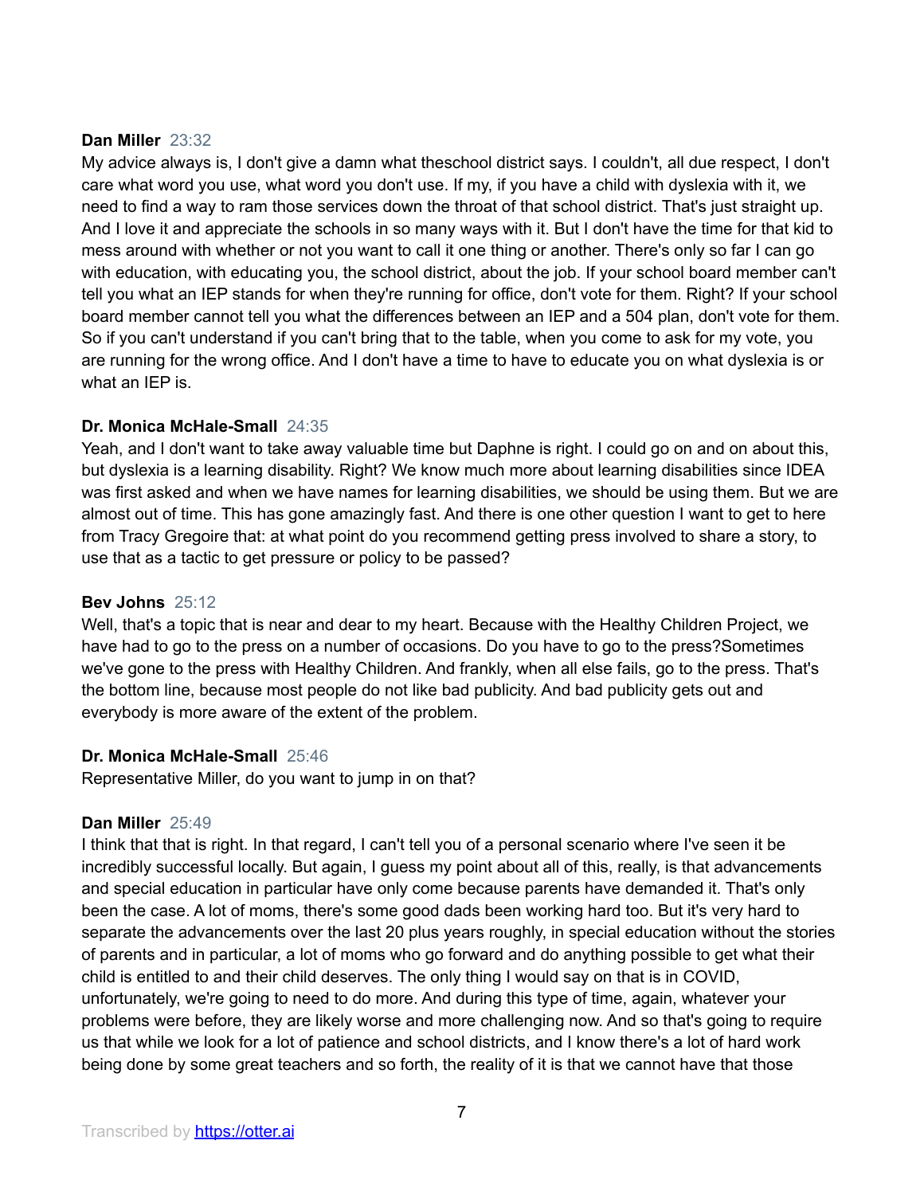**Dan Miller** 23:32
My advice always is, I don't give a damn what theschool district says. I couldn't, all due respect, I don't care what word you use, what word you don't use. If my, if you have a child with dyslexia with it, we need to find a way to ram those services down the throat of that school district. That's just straight up. And I love it and appreciate the schools in so many ways with it. But I don't have the time for that kid to mess around with whether or not you want to call it one thing or another. There's only so far I can go with education, with educating you, the school district, about the job. If your school board member can't tell you what an IEP stands for when they're running for office, don't vote for them. Right? If your school board member cannot tell you what the differences between an IEP and a 504 plan, don't vote for them. So if you can't understand if you can't bring that to the table, when you come to ask for my vote, you are running for the wrong office. And I don't have a time to have to educate you on what dyslexia is or what an IEP is.

**Dr. Monica McHale-Small** 24:35
Yeah, and I don't want to take away valuable time but Daphne is right. I could go on and on about this, but dyslexia is a learning disability. Right? We know much more about learning disabilities since IDEA was first asked and when we have names for learning disabilities, we should be using them. But we are almost out of time. This has gone amazingly fast. And there is one other question I want to get to here from Tracy Gregoire that: at what point do you recommend getting press involved to share a story, to use that as a tactic to get pressure or policy to be passed?

**Bev Johns** 25:12
Well, that's a topic that is near and dear to my heart. Because with the Healthy Children Project, we have had to go to the press on a number of occasions. Do you have to go to the press?Sometimes we've gone to the press with Healthy Children. And frankly, when all else fails, go to the press. That's the bottom line, because most people do not like bad publicity. And bad publicity gets out and everybody is more aware of the extent of the problem.

**Dr. Monica McHale-Small** 25:46
Representative Miller, do you want to jump in on that?

**Dan Miller** 25:49
I think that that is right. In that regard, I can't tell you of a personal scenario where I've seen it be incredibly successful locally. But again, I guess my point about all of this, really, is that advancements and special education in particular have only come because parents have demanded it. That's only been the case. A lot of moms, there's some good dads been working hard too. But it's very hard to separate the advancements over the last 20 plus years roughly, in special education without the stories of parents and in particular, a lot of moms who go forward and do anything possible to get what their child is entitled to and their child deserves. The only thing I would say on that is in COVID, unfortunately, we're going to need to do more. And during this type of time, again, whatever your problems were before, they are likely worse and more challenging now. And so that's going to require us that while we look for a lot of patience and school districts, and I know there's a lot of hard work being done by some great teachers and so forth, the reality of it is that we cannot have that those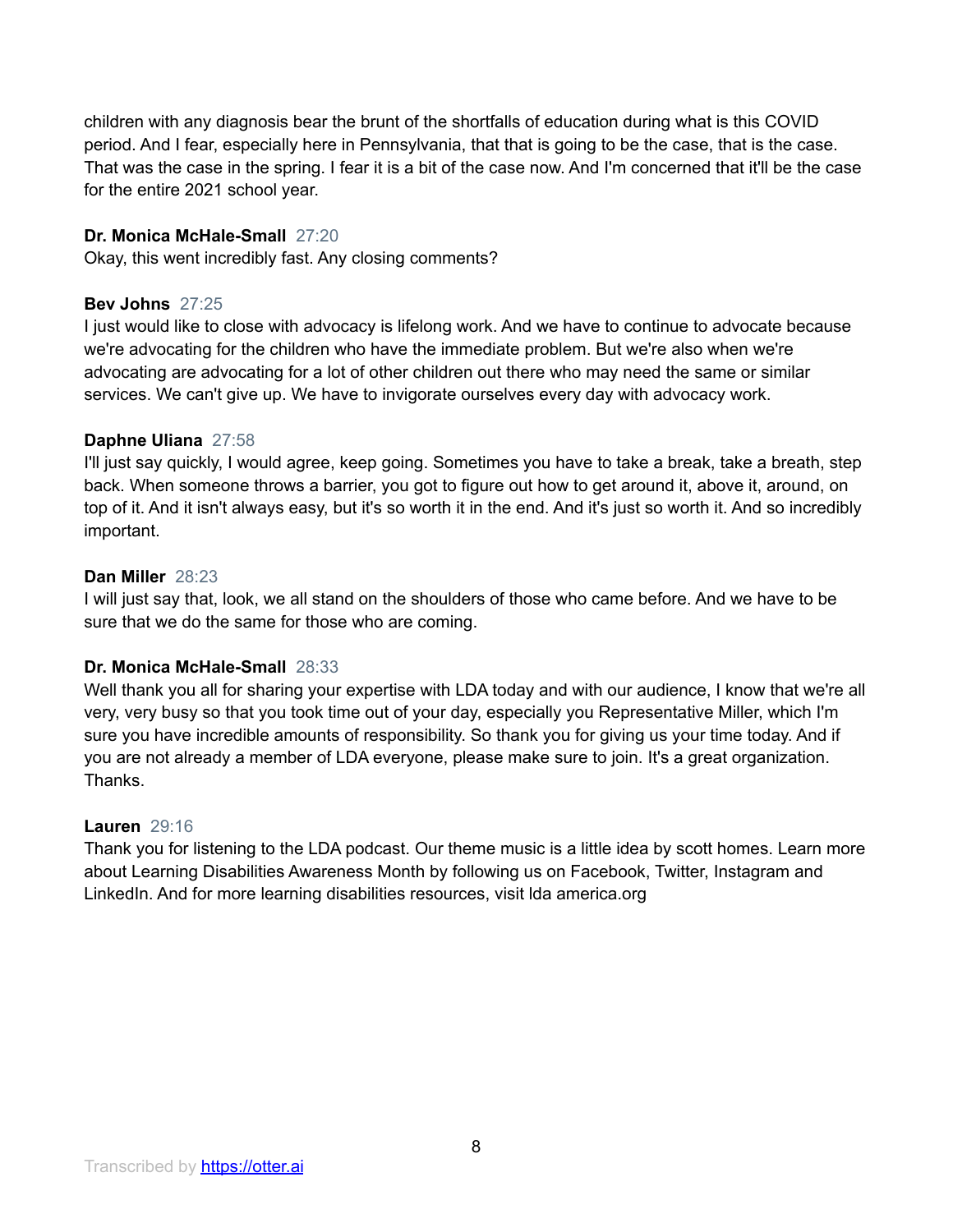children with any diagnosis bear the brunt of the shortfalls of education during what is this COVID period. And I fear, especially here in Pennsylvania, that that is going to be the case, that is the case. That was the case in the spring. I fear it is a bit of the case now. And I'm concerned that it'll be the case for the entire 2021 school year.

**Dr. Monica McHale-Small** 27:20
Okay, this went incredibly fast. Any closing comments?

**Bev Johns** 27:25
I just would like to close with advocacy is lifelong work. And we have to continue to advocate because we're advocating for the children who have the immediate problem. But we're also when we're advocating are advocating for a lot of other children out there who may need the same or similar services. We can't give up. We have to invigorate ourselves every day with advocacy work.

**Daphne Uliana** 27:58
I'll just say quickly, I would agree, keep going. Sometimes you have to take a break, take a breath, step back. When someone throws a barrier, you got to figure out how to get around it, above it, around, on top of it. And it isn't always easy, but it's so worth it in the end. And it's just so worth it. And so incredibly important.

**Dan Miller** 28:23
I will just say that, look, we all stand on the shoulders of those who came before. And we have to be sure that we do the same for those who are coming.

**Dr. Monica McHale-Small** 28:33
Well thank you all for sharing your expertise with LDA today and with our audience, I know that we're all very, very busy so that you took time out of your day, especially you Representative Miller, which I'm sure you have incredible amounts of responsibility. So thank you for giving us your time today. And if you are not already a member of LDA everyone, please make sure to join. It's a great organization. Thanks.

**Lauren** 29:16
Thank you for listening to the LDA podcast. Our theme music is a little idea by scott homes. Learn more about Learning Disabilities Awareness Month by following us on Facebook, Twitter, Instagram and LinkedIn. And for more learning disabilities resources, visit lda america.org